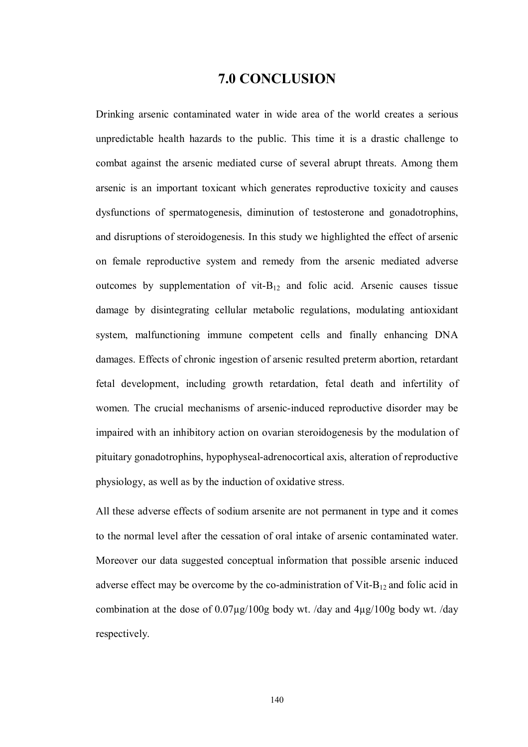# 7.0 CONCLUSION

Drinking arsenic contaminated water in wide area of the world creates a serious unpredictable health hazards to the public. This time it is a drastic challenge to combat against the arsenic mediated curse of several abrupt threats. Among them arsenic is an important toxicant which generates reproductive toxicity and causes dysfunctions of spermatogenesis, diminution of testosterone and gonadotrophins, and disruptions of steroidogenesis. In this study we highlighted the effect of arsenic on female reproductive system and remedy from the arsenic mediated adverse outcomes by supplementation of vit-$B_{12}$ and folic acid. Arsenic causes tissue damage by disintegrating cellular metabolic regulations, modulating antioxidant system, malfunctioning immune competent cells and finally enhancing DNA damages. Effects of chronic ingestion of arsenic resulted preterm abortion, retardant fetal development, including growth retardation, fetal death and infertility of women. The crucial mechanisms of arsenic-induced reproductive disorder may be impaired with an inhibitory action on ovarian steroidogenesis by the modulation of pituitary gonadotrophins, hypophyseal-adrenocortical axis, alteration of reproductive physiology, as well as by the induction of oxidative stress.

All these adverse effects of sodium arsenite are not permanent in type and it comes to the normal level after the cessation of oral intake of arsenic contaminated water. Moreover our data suggested conceptual information that possible arsenic induced adverse effect may be overcome by the co-administration of Vit-$B_{12}$ and folic acid in combination at the dose of 0.07µg/100g body wt. /day and 4µg/100g body wt. /day respectively.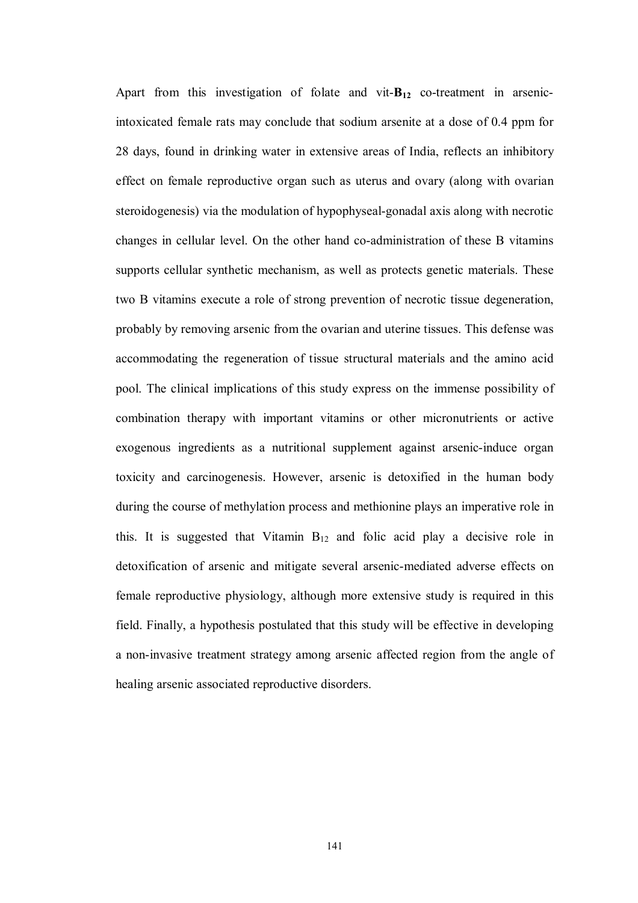Apart from this investigation of folate and vit-$\mathbf{B_{12}}$ co-treatment in arsenic-intoxicated female rats may conclude that sodium arsenite at a dose of 0.4 ppm for 28 days, found in drinking water in extensive areas of India, reflects an inhibitory effect on female reproductive organ such as uterus and ovary (along with ovarian steroidogenesis) via the modulation of hypophyseal-gonadal axis along with necrotic changes in cellular level. On the other hand co-administration of these B vitamins supports cellular synthetic mechanism, as well as protects genetic materials. These two B vitamins execute a role of strong prevention of necrotic tissue degeneration, probably by removing arsenic from the ovarian and uterine tissues. This defense was accommodating the regeneration of tissue structural materials and the amino acid pool. The clinical implications of this study express on the immense possibility of combination therapy with important vitamins or other micronutrients or active exogenous ingredients as a nutritional supplement against arsenic-induce organ toxicity and carcinogenesis. However, arsenic is detoxified in the human body during the course of methylation process and methionine plays an imperative role in this. It is suggested that Vitamin $B_{12}$ and folic acid play a decisive role in detoxification of arsenic and mitigate several arsenic-mediated adverse effects on female reproductive physiology, although more extensive study is required in this field. Finally, a hypothesis postulated that this study will be effective in developing a non-invasive treatment strategy among arsenic affected region from the angle of healing arsenic associated reproductive disorders.